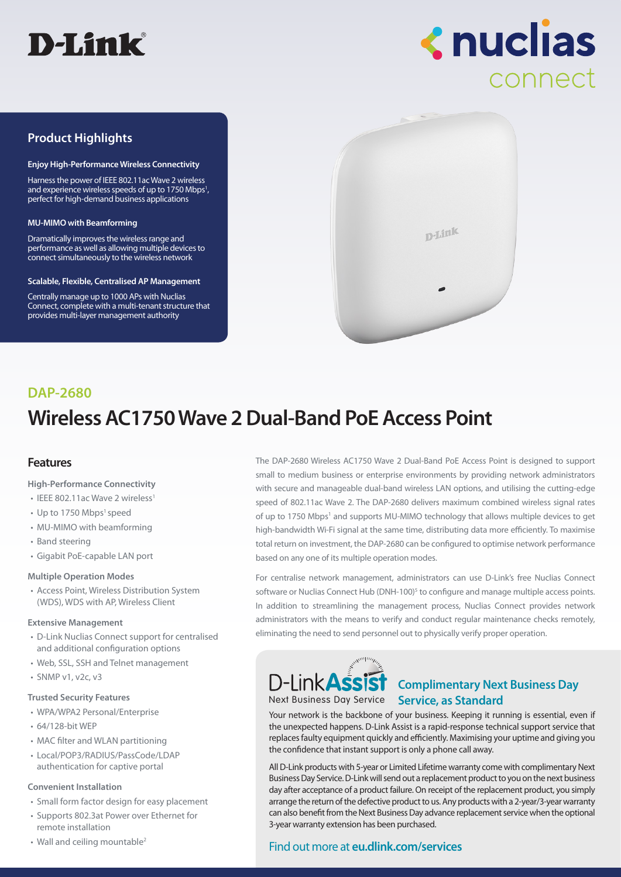D-Link

nuclias connect

## Product Highlights

**Enjoy High-Performance Wireless Connectivity**

Harness the power of IEEE 802.11ac Wave 2 wireless and experience wireless speeds of up to 1750 Mbps[1], perfect for high-demand business applications

**MU-MIMO with Beamforming**

Dramatically improves the wireless range and performance as well as allowing multiple devices to connect simultaneously to the wireless network

**Scalable, Flexible, Centralised AP Management**

Centrally manage up to 1000 APs with Nuclias Connect, complete with a multi-tenant structure that provides multi-layer management authority

## DAP-2680

# Wireless AC1750 Wave 2 Dual-Band PoE Access Point

## Features

**High-Performance Connectivity**

- IEEE 802.11ac Wave 2 wireless[1]
- Up to 1750 Mbps[1] speed
- MU-MIMO with beamforming
- Band steering
- Gigabit PoE-capable LAN port

**Multiple Operation Modes**

- Access Point, Wireless Distribution System (WDS), WDS with AP, Wireless Client

**Extensive Management**

- D-Link Nuclias Connect support for centralised and additional configuration options
- Web, SSL, SSH and Telnet management
- SNMP v1, v2c, v3

**Trusted Security Features**

- WPA/WPA2 Personal/Enterprise
- 64/128-bit WEP
- MAC filter and WLAN partitioning
- Local/POP3/RADIUS/PassCode/LDAP authentication for captive portal

**Convenient Installation**

- Small form factor design for easy placement
- Supports 802.3at Power over Ethernet for remote installation
- Wall and ceiling mountable[2]

The DAP-2680 Wireless AC1750 Wave 2 Dual-Band PoE Access Point is designed to support small to medium business or enterprise environments by providing network administrators with secure and manageable dual-band wireless LAN options, and utilising the cutting-edge speed of 802.11ac Wave 2. The DAP-2680 delivers maximum combined wireless signal rates of up to 1750 Mbps[1] and supports MU-MIMO technology that allows multiple devices to get high-bandwidth Wi-Fi signal at the same time, distributing data more efficiently. To maximise total return on investment, the DAP-2680 can be configured to optimise network performance based on any one of its multiple operation modes.

For centralise network management, administrators can use D-Link's free Nuclias Connect software or Nuclias Connect Hub (DNH-100)[5] to configure and manage multiple access points. In addition to streamlining the management process, Nuclias Connect provides network administrators with the means to verify and conduct regular maintenance checks remotely, eliminating the need to send personnel out to physically verify proper operation.

D-Link Assist
Next Business Day Service

### Complimentary Next Business Day Service, as Standard

Your network is the backbone of your business. Keeping it running is essential, even if the unexpected happens. D-Link Assist is a rapid-response technical support service that replaces faulty equipment quickly and efficiently. Maximising your uptime and giving you the confidence that instant support is only a phone call away.

All D-Link products with 5-year or Limited Lifetime warranty come with complimentary Next Business Day Service. D-Link will send out a replacement product to you on the next business day after acceptance of a product failure. On receipt of the replacement product, you simply arrange the return of the defective product to us. Any products with a 2-year/3-year warranty can also benefit from the Next Business Day advance replacement service when the optional 3-year warranty extension has been purchased.

Find out more at **eu.dlink.com/services**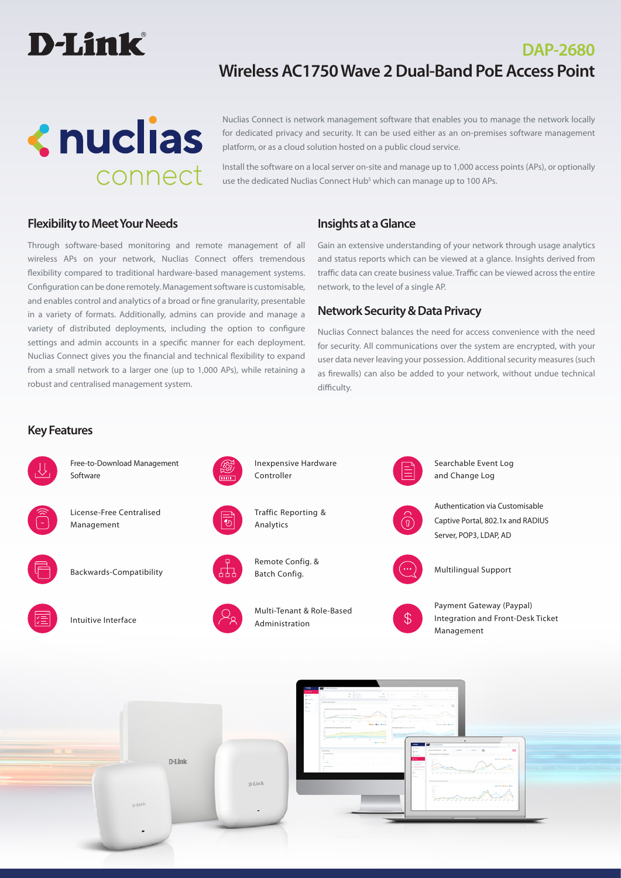# D-Link

## DAP-2680

## Wireless AC1750 Wave 2 Dual-Band PoE Access Point

nuclias connect

Nuclias Connect is network management software that enables you to manage the network locally for dedicated privacy and security. It can be used either as an on-premises software management platform, or as a cloud solution hosted on a public cloud service.

Install the software on a local server on-site and manage up to 1,000 access points (APs), or optionally use the dedicated Nuclias Connect Hub[5] which can manage up to 100 APs.

### Flexibility to Meet Your Needs

Through software-based monitoring and remote management of all wireless APs on your network, Nuclias Connect offers tremendous flexibility compared to traditional hardware-based management systems. Configuration can be done remotely. Management software is customisable, and enables control and analytics of a broad or fine granularity, presentable in a variety of formats. Additionally, admins can provide and manage a variety of distributed deployments, including the option to configure settings and admin accounts in a specific manner for each deployment. Nuclias Connect gives you the financial and technical flexibility to expand from a small network to a larger one (up to 1,000 APs), while retaining a robust and centralised management system.

### Insights at a Glance

Gain an extensive understanding of your network through usage analytics and status reports which can be viewed at a glance. Insights derived from traffic data can create business value. Traffic can be viewed across the entire network, to the level of a single AP.

### Network Security & Data Privacy

Nuclias Connect balances the need for access convenience with the need for security. All communications over the system are encrypted, with your user data never leaving your possession. Additional security measures (such as firewalls) can also be added to your network, without undue technical difficulty.

### Key Features

- Free-to-Download Management Software
- License-Free Centralised Management
- Backwards-Compatibility
- Intuitive Interface
- Inexpensive Hardware Controller
- Traffic Reporting & Analytics
- Remote Config. & Batch Config.
- Multi-Tenant & Role-Based Administration
- Searchable Event Log and Change Log
- Authentication via Customisable Captive Portal, 802.1x and RADIUS Server, POP3, LDAP, AD
- Multilingual Support
- Payment Gateway (Paypal) Integration and Front-Desk Ticket Management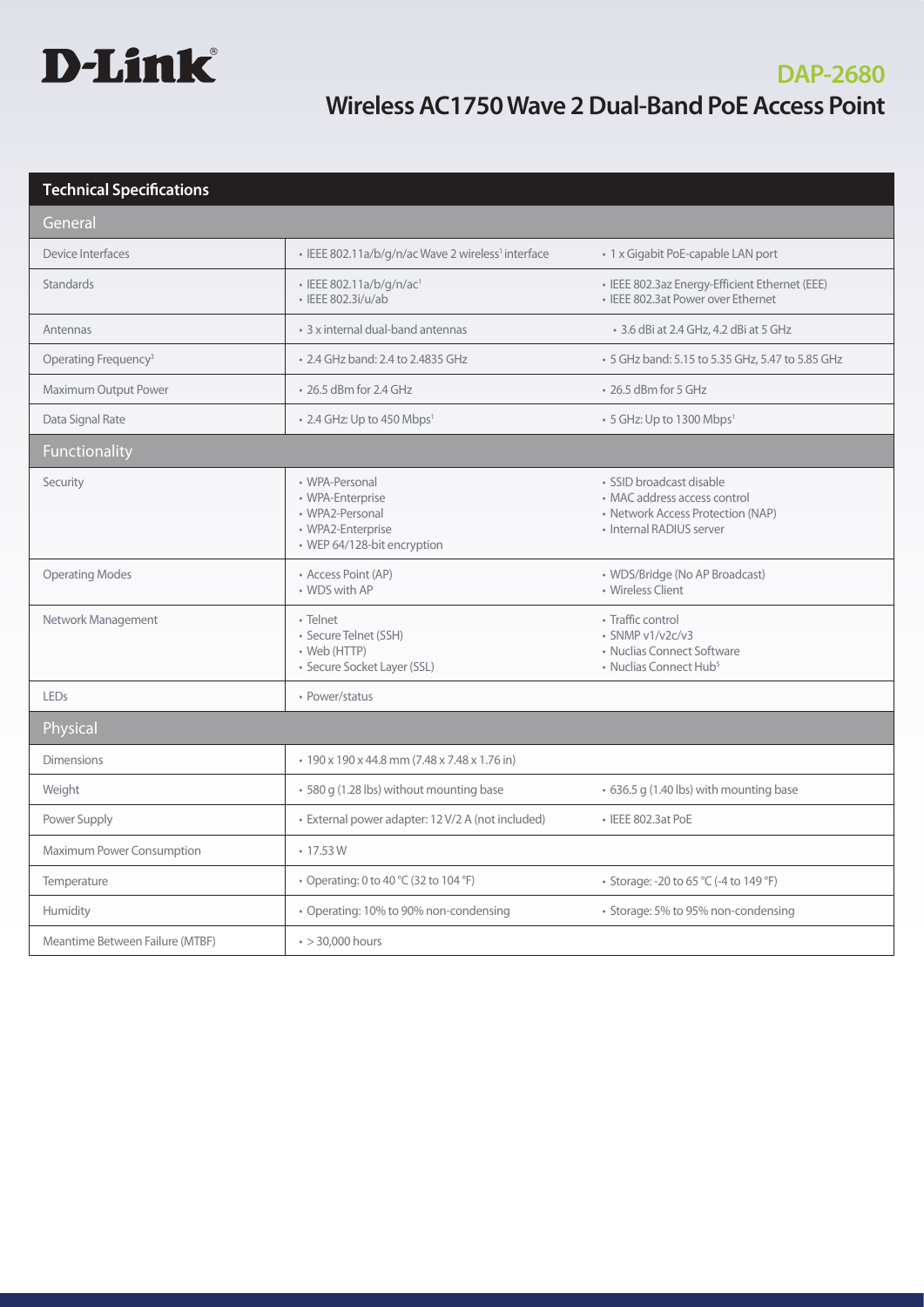# D-Link

## DAP-2680

## Wireless AC1750 Wave 2 Dual-Band PoE Access Point

| Technical Specifications | | |
|---|---|---|
| **General** | | |
| Device Interfaces | • IEEE 802.11a/b/g/n/ac Wave 2 wireless[1] interface | • 1 x Gigabit PoE-capable LAN port |
| Standards | • IEEE 802.11a/b/g/n/ac[1]<br>• IEEE 802.3i/u/ab | • IEEE 802.3az Energy-Efficient Ethernet (EEE)<br>• IEEE 802.3at Power over Ethernet |
| Antennas | • 3 x internal dual-band antennas | • 3.6 dBi at 2.4 GHz, 4.2 dBi at 5 GHz |
| Operating Frequency[3] | • 2.4 GHz band: 2.4 to 2.4835 GHz | • 5 GHz band: 5.15 to 5.35 GHz, 5.47 to 5.85 GHz |
| Maximum Output Power | • 26.5 dBm for 2.4 GHz | • 26.5 dBm for 5 GHz |
| Data Signal Rate | • 2.4 GHz: Up to 450 Mbps[1] | • 5 GHz: Up to 1300 Mbps[1] |
| **Functionality** | | |
| Security | • WPA-Personal<br>• WPA-Enterprise<br>• WPA2-Personal<br>• WPA2-Enterprise<br>• WEP 64/128-bit encryption | • SSID broadcast disable<br>• MAC address access control<br>• Network Access Protection (NAP)<br>• Internal RADIUS server |
| Operating Modes | • Access Point (AP)<br>• WDS with AP | • WDS/Bridge (No AP Broadcast)<br>• Wireless Client |
| Network Management | • Telnet<br>• Secure Telnet (SSH)<br>• Web (HTTP)<br>• Secure Socket Layer (SSL) | • Traffic control<br>• SNMP v1/v2c/v3<br>• Nuclias Connect Software<br>• Nuclias Connect Hub[5] |
| LEDs | • Power/status | |
| **Physical** | | |
| Dimensions | • 190 x 190 x 44.8 mm (7.48 x 7.48 x 1.76 in) | |
| Weight | • 580 g (1.28 lbs) without mounting base | • 636.5 g (1.40 lbs) with mounting base |
| Power Supply | • External power adapter: 12 V/2 A (not included) | • IEEE 802.3at PoE |
| Maximum Power Consumption | • 17.53 W | |
| Temperature | • Operating: 0 to 40 °C (32 to 104 °F) | • Storage: -20 to 65 °C (-4 to 149 °F) |
| Humidity | • Operating: 10% to 90% non-condensing | • Storage: 5% to 95% non-condensing |
| Meantime Between Failure (MTBF) | • > 30,000 hours | |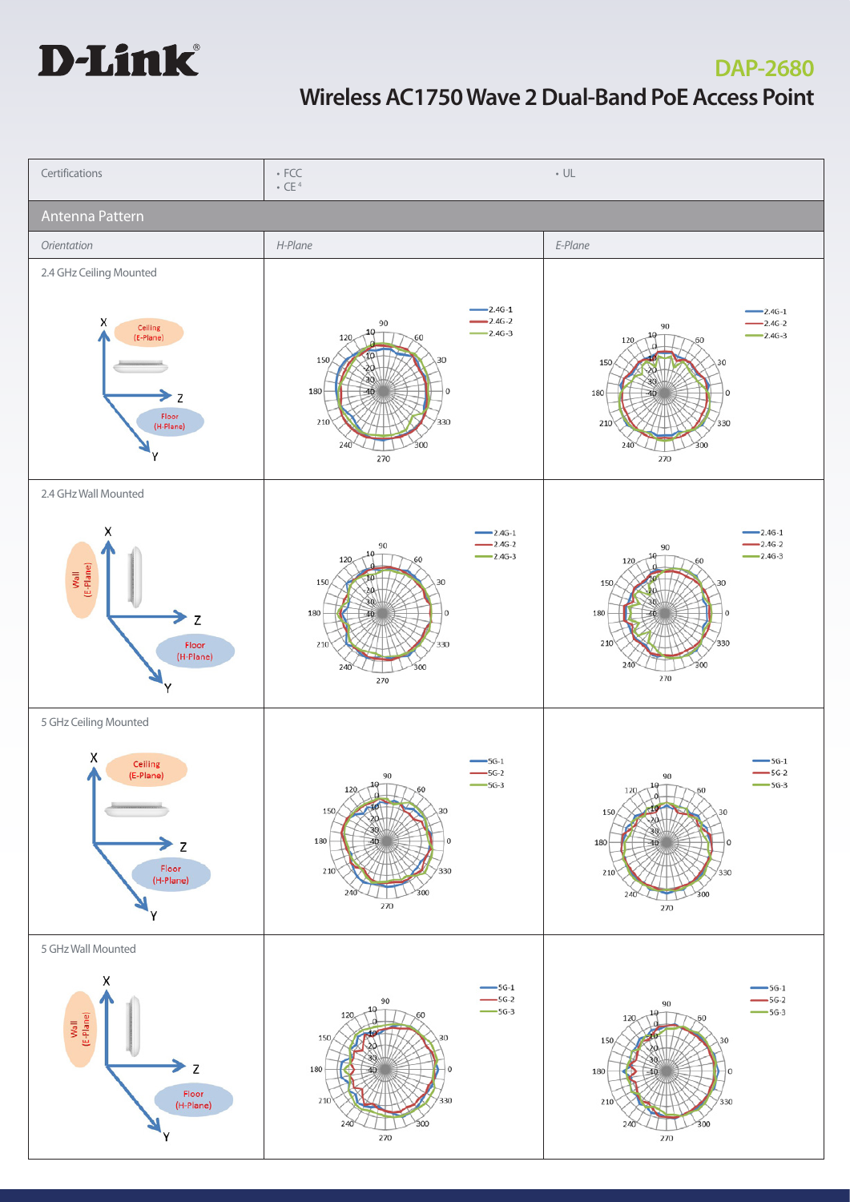# D-Link

## DAP-2680

## Wireless AC1750 Wave 2 Dual-Band PoE Access Point

| | | |
|---|---|---|
| Certifications | • FCC<br>• CE [4] | • UL |

### Antenna Pattern

| Orientation | H-Plane | E-Plane |
|---|---|---|
| 2.4 GHz Ceiling Mounted<br>X, Ceiling (E-Plane), Z, Floor (H-Plane), Y | 2.4G-1, 2.4G-2, 2.4G-3<br>90, 120, 60, 150, 30, 180, 0, 210, 330, 240, 300, 270<br>10, 0, 10, 20, 30, 40 | 2.4G-1, 2.4G-2, 2.4G-3<br>90, 120, 60, 150, 30, 180, 0, 210, 330, 240, 300, 270<br>10, 0, 10, 20, 30, 40 |
| 2.4 GHz Wall Mounted<br>X, Wall (E-Plane), Z, Floor (H-Plane), Y | 2.4G-1, 2.4G-2, 2.4G-3<br>90, 120, 60, 150, 30, 180, 0, 210, 330, 240, 300, 270<br>10, 0, 10, 20, 30, 40 | 2.4G-1, 2.4G-2, 2.4G-3<br>90, 120, 60, 150, 30, 180, 0, 210, 330, 240, 300, 270<br>10, 0, 10, 20, 30, 40 |
| 5 GHz Ceiling Mounted<br>X, Ceiling (E-Plane), Z, Floor (H-Plane), Y | 5G-1, 5G-2, 5G-3<br>90, 120, 60, 150, 30, 180, 0, 210, 330, 240, 300, 270<br>10, 0, 10, 20, 30, 40 | 5G-1, 5G-2, 5G-3<br>90, 120, 60, 150, 30, 180, 0, 210, 330, 240, 300, 270<br>10, 0, 10, 20, 30, 40 |
| 5 GHz Wall Mounted<br>X, Wall (E-Plane), Z, Floor (H-Plane), Y | 5G-1, 5G-2, 5G-3<br>90, 120, 60, 150, 30, 180, 0, 210, 330, 240, 300, 270<br>10, 0, 10, 20, 30, 40 | 5G-1, 5G-2, 5G-3<br>90, 120, 60, 150, 30, 180, 0, 210, 330, 240, 300, 270<br>10, 0, 10, 20, 30, 40 |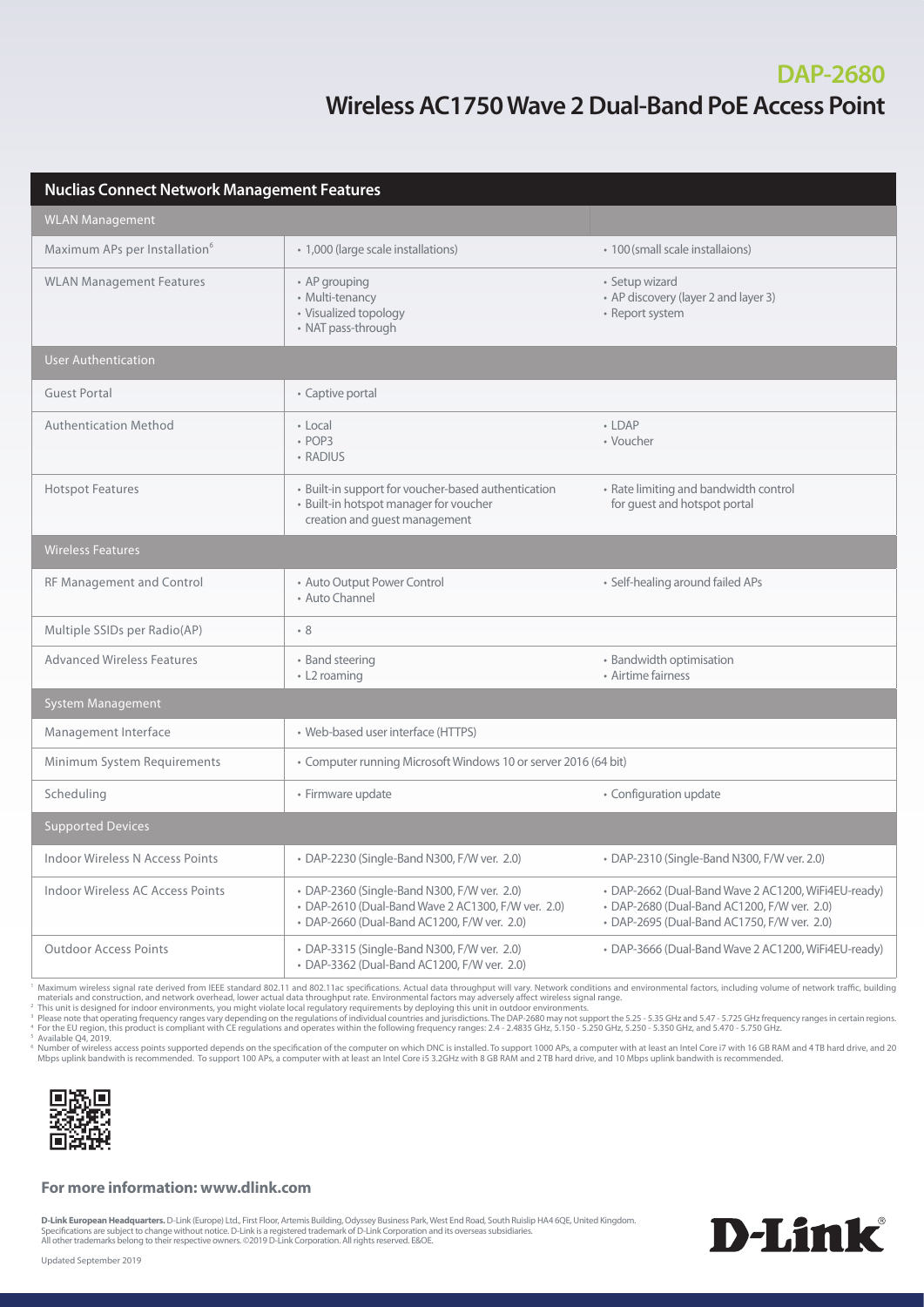# DAP-2680

## Wireless AC1750 Wave 2 Dual-Band PoE Access Point

| Nuclias Connect Network Management Features | | |
|---|---|---|
| **WLAN Management** | | |
| Maximum APs per Installation[6] | • 1,000 (large scale installations) | • 100 (small scale installaions) |
| WLAN Management Features | • AP grouping<br>• Multi-tenancy<br>• Visualized topology<br>• NAT pass-through | • Setup wizard<br>• AP discovery (layer 2 and layer 3)<br>• Report system |
| **User Authentication** | | |
| Guest Portal | • Captive portal | |
| Authentication Method | • Local<br>• POP3<br>• RADIUS | • LDAP<br>• Voucher |
| Hotspot Features | • Built-in support for voucher-based authentication<br>• Built-in hotspot manager for voucher creation and guest management | • Rate limiting and bandwidth control for guest and hotspot portal |
| **Wireless Features** | | |
| RF Management and Control | • Auto Output Power Control<br>• Auto Channel | • Self-healing around failed APs |
| Multiple SSIDs per Radio(AP) | • 8 | |
| Advanced Wireless Features | • Band steering<br>• L2 roaming | • Bandwidth optimisation<br>• Airtime fairness |
| **System Management** | | |
| Management Interface | • Web-based user interface (HTTPS) | |
| Minimum System Requirements | • Computer running Microsoft Windows 10 or server 2016 (64 bit) | |
| Scheduling | • Firmware update | • Configuration update |
| **Supported Devices** | | |
| Indoor Wireless N Access Points | • DAP-2230 (Single-Band N300, F/W ver. 2.0) | • DAP-2310 (Single-Band N300, F/W ver. 2.0) |
| Indoor Wireless AC Access Points | • DAP-2360 (Single-Band N300, F/W ver. 2.0)<br>• DAP-2610 (Dual-Band Wave 2 AC1300, F/W ver. 2.0)<br>• DAP-2660 (Dual-Band AC1200, F/W ver. 2.0) | • DAP-2662 (Dual-Band Wave 2 AC1200, WiFi4EU-ready)<br>• DAP-2680 (Dual-Band AC1200, F/W ver. 2.0)<br>• DAP-2695 (Dual-Band AC1750, F/W ver. 2.0) |
| Outdoor Access Points | • DAP-3315 (Single-Band N300, F/W ver. 2.0)<br>• DAP-3362 (Dual-Band AC1200, F/W ver. 2.0) | • DAP-3666 (Dual-Band Wave 2 AC1200, WiFi4EU-ready) |

[1] Maximum wireless signal rate derived from IEEE standard 802.11 and 802.11ac specifications. Actual data throughput will vary. Network conditions and environmental factors, including volume of network traffic, building materials and construction, and network overhead, lower actual data throughput rate. Environmental factors may adversely affect wireless signal range.
[2] This unit is designed for indoor environments, you might violate local regulatory requirements by deploying this unit in outdoor environments.
[3] Please note that operating frequency ranges vary depending on the regulations of individual countries and jurisdictions. The DAP-2680 may not support the 5.25 - 5.35 GHz and 5.47 - 5.725 GHz frequency ranges in certain regions.
[4] For the EU region, this product is compliant with CE regulations and operates within the following frequency ranges: 2.4 - 2.4835 GHz, 5.150 - 5.250 GHz, 5.250 - 5.350 GHz, and 5.470 - 5.750 GHz.
[5] Available Q4, 2019.
[6] Number of wireless access points supported depends on the specification of the computer on which DNC is installed. To support 1000 APs, a computer with at least an Intel Core i7 with 16 GB RAM and 4 TB hard drive, and 20 Mbps uplink bandwidth is recommended. To support 100 APs, a computer with at least an Intel Core i5 3.2GHz with 8 GB RAM and 2 TB hard drive, and 10 Mbps uplink bandwidth is recommended.

**For more information: www.dlink.com**

**D-Link European Headquarters.** D-Link (Europe) Ltd., First Floor, Artemis Building, Odyssey Business Park, West End Road, South Ruislip HA4 6QE, United Kingdom.
Specifications are subject to change without notice. D-Link is a registered trademark of D-Link Corporation and its overseas subsidiaries.
All other trademarks belong to their respective owners. ©2019 D-Link Corporation. All rights reserved. E&OE.

D-Link®

Updated September 2019